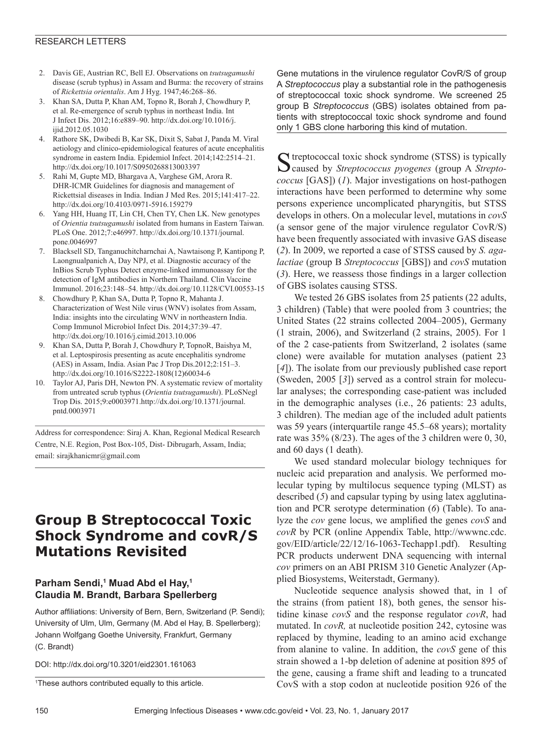2. Davis GE, Austrian RC, Bell EJ. Observations on *tsutsugamushi* disease (scrub typhus) in Assam and Burma: the recovery of strains of *Rickettsia orientalis*. Am J Hyg. 1947;46:268–86.
3. Khan SA, Dutta P, Khan AM, Topno R, Borah J, Chowdhury P, et al. Re-emergence of scrub typhus in northeast India. Int J Infect Dis. 2012;16:e889–90. http://dx.doi.org/10.1016/j.ijid.2012.05.1030
4. Rathore SK, Dwibedi B, Kar SK, Dixit S, Sabat J, Panda M. Viral aetiology and clinico-epidemiological features of acute encephalitis syndrome in eastern India. Epidemiol Infect. 2014;142:2514–21. http://dx.doi.org/10.1017/S0950268813003397
5. Rahi M, Gupte MD, Bhargava A, Varghese GM, Arora R. DHR-ICMR Guidelines for diagnosis and management of Rickettsial diseases in India. Indian J Med Res. 2015;141:417–22. http://dx.doi.org/10.4103/0971-5916.159279
6. Yang HH, Huang IT, Lin CH, Chen TY, Chen LK. New genotypes of *Orientia tsutsugamushi* isolated from humans in Eastern Taiwan. PLoS One. 2012;7:e46997. http://dx.doi.org/10.1371/journal.pone.0046997
7. Blacksell SD, Tanganuchitcharnchai A, Nawtaisong P, Kantipong P, Laongnualpanich A, Day NPJ, et al. Diagnostic accuracy of the InBios Scrub Typhus Detect enzyme-linked immunoassay for the detection of IgM antibodies in Northern Thailand. Clin Vaccine Immunol. 2016;23:148–54. http://dx.doi.org/10.1128/CVI.00553-15
8. Chowdhury P, Khan SA, Dutta P, Topno R, Mahanta J. Characterization of West Nile virus (WNV) isolates from Assam, India: insights into the circulating WNV in northeastern India. Comp Immunol Microbiol Infect Dis. 2014;37:39–47. http://dx.doi.org/10.1016/j.cimid.2013.10.006
9. Khan SA, Dutta P, Borah J, Chowdhury P, TopnoR, Baishya M, et al. Leptospirosis presenting as acute encephalitis syndrome (AES) in Assam, India. Asian Pac J Trop Dis.2012;2:151–3. http://dx.doi.org/10.1016/S2222-1808(12)60034-6
10. Taylor AJ, Paris DH, Newton PN. A systematic review of mortality from untreated scrub typhus (*Orientia tsutsugamushi*). PLoSNegl Trop Dis. 2015;9:e0003971.http://dx.doi.org/10.1371/journal.pntd.0003971

Address for correspondence: Siraj A. Khan, Regional Medical Research Centre, N.E. Region, Post Box-105, Dist- Dibrugarh, Assam, India; email: sirajkhanicmr@gmail.com

# Group B Streptococcal Toxic Shock Syndrome and covR/S Mutations Revisited

**Parham Sendi,[1] Muad Abd el Hay,[1] Claudia M. Brandt, Barbara Spellerberg**

Author affiliations: University of Bern, Bern, Switzerland (P. Sendi); University of Ulm, Ulm, Germany (M. Abd el Hay, B. Spellerberg); Johann Wolfgang Goethe University, Frankfurt, Germany (C. Brandt)

DOI: http://dx.doi.org/10.3201/eid2301.161063

[1]These authors contributed equally to this article.

Gene mutations in the virulence regulator CovR/S of group A *Streptococcus* play a substantial role in the pathogenesis of streptococcal toxic shock syndrome. We screened 25 group B *Streptococcus* (GBS) isolates obtained from patients with streptococcal toxic shock syndrome and found only 1 GBS clone harboring this kind of mutation.

Streptococcal toxic shock syndrome (STSS) is typically caused by *Streptococcus pyogenes* (group A *Streptococcus* [GAS]) (*1*). Major investigations on host-pathogen interactions have been performed to determine why some persons experience uncomplicated pharyngitis, but STSS develops in others. On a molecular level, mutations in *covS* (a sensor gene of the major virulence regulator CovR/S) have been frequently associated with invasive GAS disease (*2*). In 2009, we reported a case of STSS caused by *S. agalactiae* (group B *Streptococcus* [GBS]) and *covS* mutation (*3*). Here, we reassess those findings in a larger collection of GBS isolates causing STSS.

We tested 26 GBS isolates from 25 patients (22 adults, 3 children) (Table) that were pooled from 3 countries; the United States (22 strains collected 2004–2005), Germany (1 strain, 2006), and Switzerland (2 strains, 2005). For 1 of the 2 case-patients from Switzerland, 2 isolates (same clone) were available for mutation analyses (patient 23 [*4*]). The isolate from our previously published case report (Sweden, 2005 [*3*]) served as a control strain for molecular analyses; the corresponding case-patient was included in the demographic analyses (i.e., 26 patients: 23 adults, 3 children). The median age of the included adult patients was 59 years (interquartile range 45.5–68 years); mortality rate was 35% (8/23). The ages of the 3 children were 0, 30, and 60 days (1 death).

We used standard molecular biology techniques for nucleic acid preparation and analysis. We performed molecular typing by multilocus sequence typing (MLST) as described (*5*) and capsular typing by using latex agglutination and PCR serotype determination (*6*) (Table). To analyze the *cov* gene locus, we amplified the genes *covS* and *covR* by PCR (online Appendix Table, http://wwwnc.cdc.gov/EID/article/22/12/16-1063-Techapp1.pdf). Resulting PCR products underwent DNA sequencing with internal *cov* primers on an ABI PRISM 310 Genetic Analyzer (Applied Biosystems, Weiterstadt, Germany).

Nucleotide sequence analysis showed that, in 1 of the strains (from patient 18), both genes, the sensor histidine kinase *covS* and the response regulator *covR*, had mutated. In *covR,* at nucleotide position 242, cytosine was replaced by thymine, leading to an amino acid exchange from alanine to valine. In addition, the *covS* gene of this strain showed a 1-bp deletion of adenine at position 895 of the gene, causing a frame shift and leading to a truncated CovS with a stop codon at nucleotide position 926 of the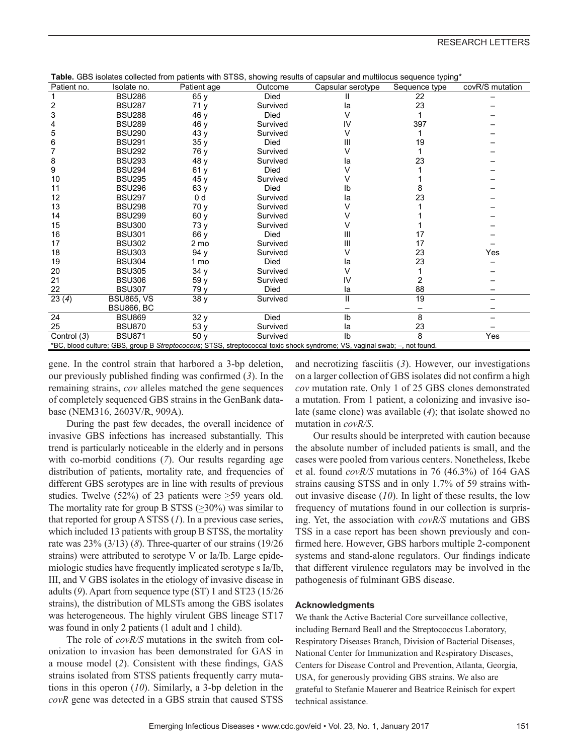**Table.** GBS isolates collected from patients with STSS, showing results of capsular and multilocus sequence typing*

| Patient no. | Isolate no. | Patient age | Outcome | Capsular serotype | Sequence type | covR/S mutation |
|---|---|---|---|---|---|---|
| 1 | BSU286 | 65 y | Died | II | 22 | – |
| 2 | BSU287 | 71 y | Survived | Ia | 23 | – |
| 3 | BSU288 | 46 y | Died | V | 1 | – |
| 4 | BSU289 | 46 y | Survived | IV | 397 | – |
| 5 | BSU290 | 43 y | Survived | V | 1 | – |
| 6 | BSU291 | 35 y | Died | III | 19 | – |
| 7 | BSU292 | 76 y | Survived | V | 1 | – |
| 8 | BSU293 | 48 y | Survived | Ia | 23 | – |
| 9 | BSU294 | 61 y | Died | V | 1 | – |
| 10 | BSU295 | 45 y | Survived | V | 1 | – |
| 11 | BSU296 | 63 y | Died | Ib | 8 | – |
| 12 | BSU297 | 0 d | Survived | Ia | 23 | – |
| 13 | BSU298 | 70 y | Survived | V | 1 | – |
| 14 | BSU299 | 60 y | Survived | V | 1 | – |
| 15 | BSU300 | 73 y | Survived | V | 1 | – |
| 16 | BSU301 | 66 y | Died | III | 17 | – |
| 17 | BSU302 | 2 mo | Survived | III | 17 | – |
| 18 | BSU303 | 94 y | Survived | V | 23 | Yes |
| 19 | BSU304 | 1 mo | Died | Ia | 23 | – |
| 20 | BSU305 | 34 y | Survived | V | 1 | – |
| 21 | BSU306 | 59 y | Survived | IV | 2 | – |
| 22 | BSU307 | 79 y | Died | Ia | 88 | – |
| 23 (*4*) | BSU865, VS | 38 y | Survived | II | 19 | – |
| | BSU866, BC | | | – | – | – |
| 24 | BSU869 | 32 y | Died | Ib | 8 | – |
| 25 | BSU870 | 53 y | Survived | Ia | 23 | – |
| Control (*3*) | BSU871 | 50 y | Survived | Ib | 8 | Yes |

*BC, blood culture; GBS, group B *Streptococcus*; STSS, streptococcal toxic shock syndrome; VS, vaginal swab; –, not found.

gene. In the control strain that harbored a 3-bp deletion, our previously published finding was confirmed (*3*). In the remaining strains, *cov* alleles matched the gene sequences of completely sequenced GBS strains in the GenBank database (NEM316, 2603V/R, 909A).

During the past few decades, the overall incidence of invasive GBS infections has increased substantially. This trend is particularly noticeable in the elderly and in persons with co-morbid conditions (*7*). Our results regarding age distribution of patients, mortality rate, and frequencies of different GBS serotypes are in line with results of previous studies. Twelve (52%) of 23 patients were ≥59 years old. The mortality rate for group B STSS (≥30%) was similar to that reported for group A STSS (*1*). In a previous case series, which included 13 patients with group B STSS, the mortality rate was 23% (3/13) (*8*). Three-quarter of our strains (19/26 strains) were attributed to serotype V or Ia/Ib. Large epidemiologic studies have frequently implicated serotype s Ia/Ib, III, and V GBS isolates in the etiology of invasive disease in adults (*9*). Apart from sequence type (ST) 1 and ST23 (15/26 strains), the distribution of MLSTs among the GBS isolates was heterogeneous. The highly virulent GBS lineage ST17 was found in only 2 patients (1 adult and 1 child).

The role of *covR/S* mutations in the switch from colonization to invasion has been demonstrated for GAS in a mouse model (*2*). Consistent with these findings, GAS strains isolated from STSS patients frequently carry mutations in this operon (*10*). Similarly, a 3-bp deletion in the *covR* gene was detected in a GBS strain that caused STSS and necrotizing fasciitis (*3*). However, our investigations on a larger collection of GBS isolates did not confirm a high *cov* mutation rate. Only 1 of 25 GBS clones demonstrated a mutation. From 1 patient, a colonizing and invasive isolate (same clone) was available (*4*); that isolate showed no mutation in *covR/S*.

Our results should be interpreted with caution because the absolute number of included patients is small, and the cases were pooled from various centers. Nonetheless, Ikebe et al. found *covR/S* mutations in 76 (46.3%) of 164 GAS strains causing STSS and in only 1.7% of 59 strains without invasive disease (*10*). In light of these results, the low frequency of mutations found in our collection is surprising. Yet, the association with *covR/S* mutations and GBS TSS in a case report has been shown previously and confirmed here. However, GBS harbors multiple 2-component systems and stand-alone regulators. Our findings indicate that different virulence regulators may be involved in the pathogenesis of fulminant GBS disease.

#### Acknowledgments

We thank the Active Bacterial Core surveillance collective, including Bernard Beall and the Streptococcus Laboratory, Respiratory Diseases Branch, Division of Bacterial Diseases, National Center for Immunization and Respiratory Diseases, Centers for Disease Control and Prevention, Atlanta, Georgia, USA, for generously providing GBS strains. We also are grateful to Stefanie Mauerer and Beatrice Reinisch for expert technical assistance.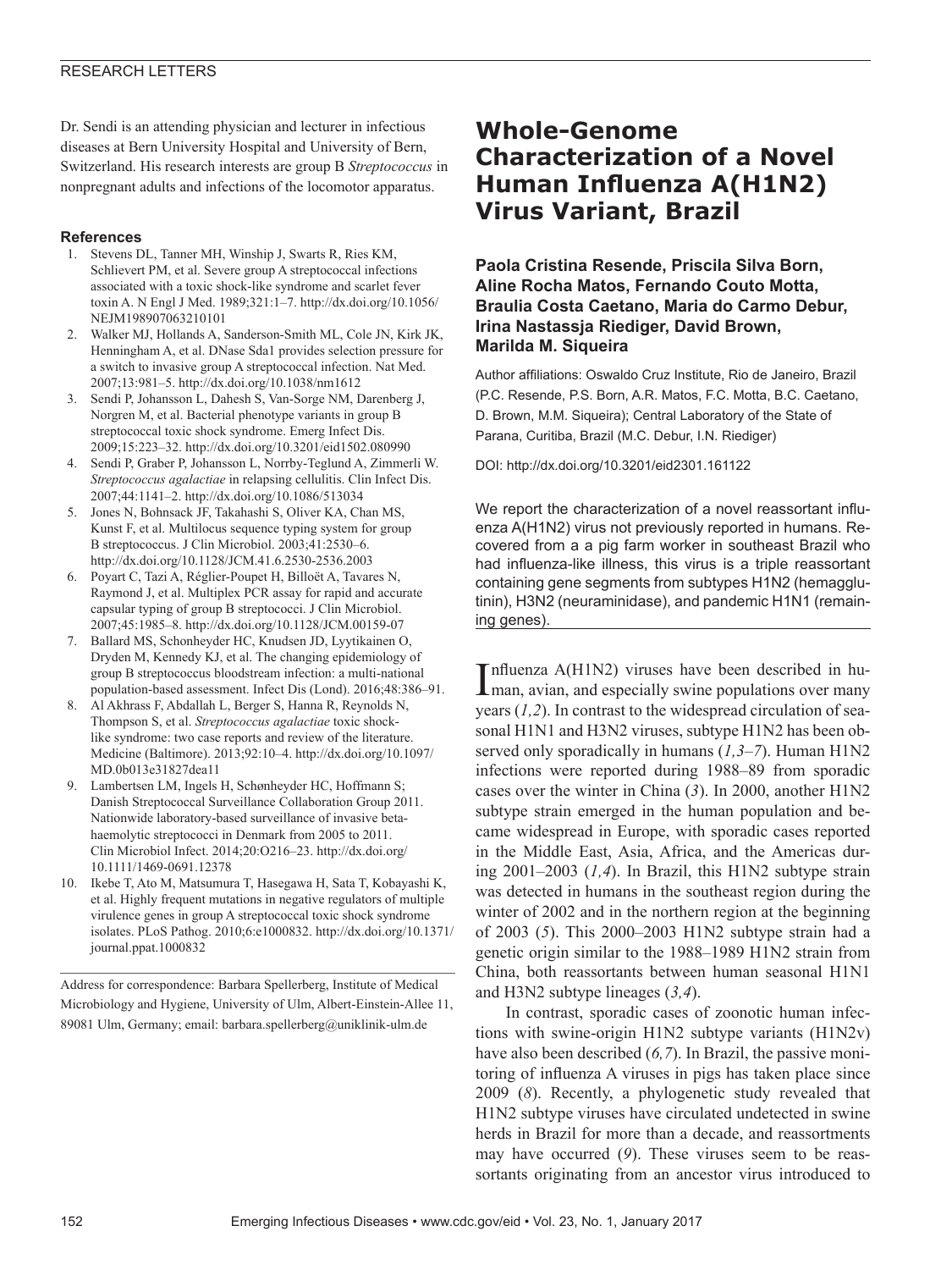Dr. Sendi is an attending physician and lecturer in infectious diseases at Bern University Hospital and University of Bern, Switzerland. His research interests are group B *Streptococcus* in nonpregnant adults and infections of the locomotor apparatus.

## References

1. Stevens DL, Tanner MH, Winship J, Swarts R, Ries KM, Schlievert PM, et al. Severe group A streptococcal infections associated with a toxic shock-like syndrome and scarlet fever toxin A. N Engl J Med. 1989;321:1–7. http://dx.doi.org/10.1056/NEJM198907063210101
2. Walker MJ, Hollands A, Sanderson-Smith ML, Cole JN, Kirk JK, Henningham A, et al. DNase Sda1 provides selection pressure for a switch to invasive group A streptococcal infection. Nat Med. 2007;13:981–5. http://dx.doi.org/10.1038/nm1612
3. Sendi P, Johansson L, Dahesh S, Van-Sorge NM, Darenberg J, Norgren M, et al. Bacterial phenotype variants in group B streptococcal toxic shock syndrome. Emerg Infect Dis. 2009;15:223–32. http://dx.doi.org/10.3201/eid1502.080990
4. Sendi P, Graber P, Johansson L, Norrby-Teglund A, Zimmerli W. *Streptococcus agalactiae* in relapsing cellulitis. Clin Infect Dis. 2007;44:1141–2. http://dx.doi.org/10.1086/513034
5. Jones N, Bohnsack JF, Takahashi S, Oliver KA, Chan MS, Kunst F, et al. Multilocus sequence typing system for group B streptococcus. J Clin Microbiol. 2003;41:2530–6. http://dx.doi.org/10.1128/JCM.41.6.2530-2536.2003
6. Poyart C, Tazi A, Réglier-Poupet H, Billoët A, Tavares N, Raymond J, et al. Multiplex PCR assay for rapid and accurate capsular typing of group B streptococci. J Clin Microbiol. 2007;45:1985–8. http://dx.doi.org/10.1128/JCM.00159-07
7. Ballard MS, Schonheyder HC, Knudsen JD, Lyytikainen O, Dryden M, Kennedy KJ, et al. The changing epidemiology of group B streptococcus bloodstream infection: a multi-national population-based assessment. Infect Dis (Lond). 2016;48:386–91.
8. Al Akhrass F, Abdallah L, Berger S, Hanna R, Reynolds N, Thompson S, et al. *Streptococcus agalactiae* toxic shock-like syndrome: two case reports and review of the literature. Medicine (Baltimore). 2013;92:10–4. http://dx.doi.org/10.1097/MD.0b013e31827dea11
9. Lambertsen LM, Ingels H, Schønheyder HC, Hoffmann S; Danish Streptococcal Surveillance Collaboration Group 2011. Nationwide laboratory-based surveillance of invasive beta-haemolytic streptococci in Denmark from 2005 to 2011. Clin Microbiol Infect. 2014;20:O216–23. http://dx.doi.org/10.1111/1469-0691.12378
10. Ikebe T, Ato M, Matsumura T, Hasegawa H, Sata T, Kobayashi K, et al. Highly frequent mutations in negative regulators of multiple virulence genes in group A streptococcal toxic shock syndrome isolates. PLoS Pathog. 2010;6:e1000832. http://dx.doi.org/10.1371/journal.ppat.1000832

Address for correspondence: Barbara Spellerberg, Institute of Medical Microbiology and Hygiene, University of Ulm, Albert-Einstein-Allee 11, 89081 Ulm, Germany; email: barbara.spellerberg@uniklinik-ulm.de

# Whole-Genome Characterization of a Novel Human Influenza A(H1N2) Virus Variant, Brazil

**Paola Cristina Resende, Priscila Silva Born, Aline Rocha Matos, Fernando Couto Motta, Braulia Costa Caetano, Maria do Carmo Debur, Irina Nastassja Riediger, David Brown, Marilda M. Siqueira**

Author affiliations: Oswaldo Cruz Institute, Rio de Janeiro, Brazil (P.C. Resende, P.S. Born, A.R. Matos, F.C. Motta, B.C. Caetano, D. Brown, M.M. Siqueira); Central Laboratory of the State of Parana, Curitiba, Brazil (M.C. Debur, I.N. Riediger)

DOI: http://dx.doi.org/10.3201/eid2301.161122

We report the characterization of a novel reassortant influenza A(H1N2) virus not previously reported in humans. Recovered from a a pig farm worker in southeast Brazil who had influenza-like illness, this virus is a triple reassortant containing gene segments from subtypes H1N2 (hemagglutinin), H3N2 (neuraminidase), and pandemic H1N1 (remaining genes).

Influenza A(H1N2) viruses have been described in human, avian, and especially swine populations over many years (*1,2*). In contrast to the widespread circulation of seasonal H1N1 and H3N2 viruses, subtype H1N2 has been observed only sporadically in humans (*1,3–7*). Human H1N2 infections were reported during 1988–89 from sporadic cases over the winter in China (*3*). In 2000, another H1N2 subtype strain emerged in the human population and became widespread in Europe, with sporadic cases reported in the Middle East, Asia, Africa, and the Americas during 2001–2003 (*1,4*). In Brazil, this H1N2 subtype strain was detected in humans in the southeast region during the winter of 2002 and in the northern region at the beginning of 2003 (*5*). This 2000–2003 H1N2 subtype strain had a genetic origin similar to the 1988–1989 H1N2 strain from China, both reassortants between human seasonal H1N1 and H3N2 subtype lineages (*3,4*).

In contrast, sporadic cases of zoonotic human infections with swine-origin H1N2 subtype variants (H1N2v) have also been described (*6,7*). In Brazil, the passive monitoring of influenza A viruses in pigs has taken place since 2009 (*8*). Recently, a phylogenetic study revealed that H1N2 subtype viruses have circulated undetected in swine herds in Brazil for more than a decade, and reassortments may have occurred (*9*). These viruses seem to be reassortants originating from an ancestor virus introduced to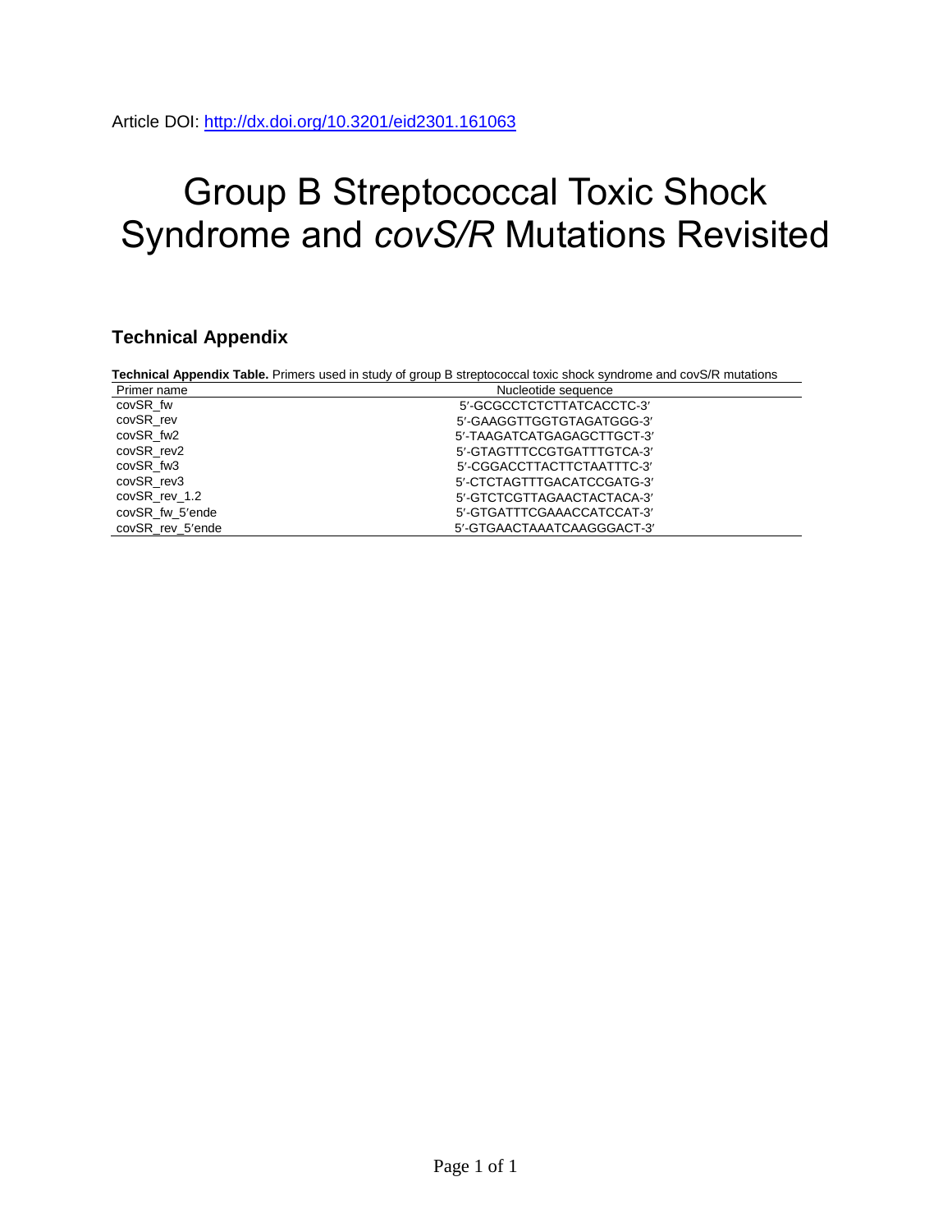Article DOI: http://dx.doi.org/10.3201/eid2301.161063

# Group B Streptococcal Toxic Shock Syndrome and *covS/R* Mutations Revisited

## Technical Appendix

**Technical Appendix Table.** Primers used in study of group B streptococcal toxic shock syndrome and covS/R mutations

| Primer name | Nucleotide sequence |
|---|---|
| covSR_fw | 5′-GCGCCTCTCTTATCACCTC-3′ |
| covSR_rev | 5′-GAAGGTTGGTGTAGATGGG-3′ |
| covSR_fw2 | 5′-TAAGATCATGAGAGCTTGCT-3′ |
| covSR_rev2 | 5′-GTAGTTTCCGTGATTTGTCA-3′ |
| covSR_fw3 | 5′-CGGACCTTACTTCTAATTTC-3′ |
| covSR_rev3 | 5′-CTCTAGTTTGACATCCGATG-3′ |
| covSR_rev_1.2 | 5′-GTCTCGTTAGAACTACTACA-3′ |
| covSR_fw_5′ende | 5′-GTGATTTCGAAACCATCCAT-3′ |
| covSR_rev_5′ende | 5′-GTGAACTAAATCAAGGGACT-3′ |